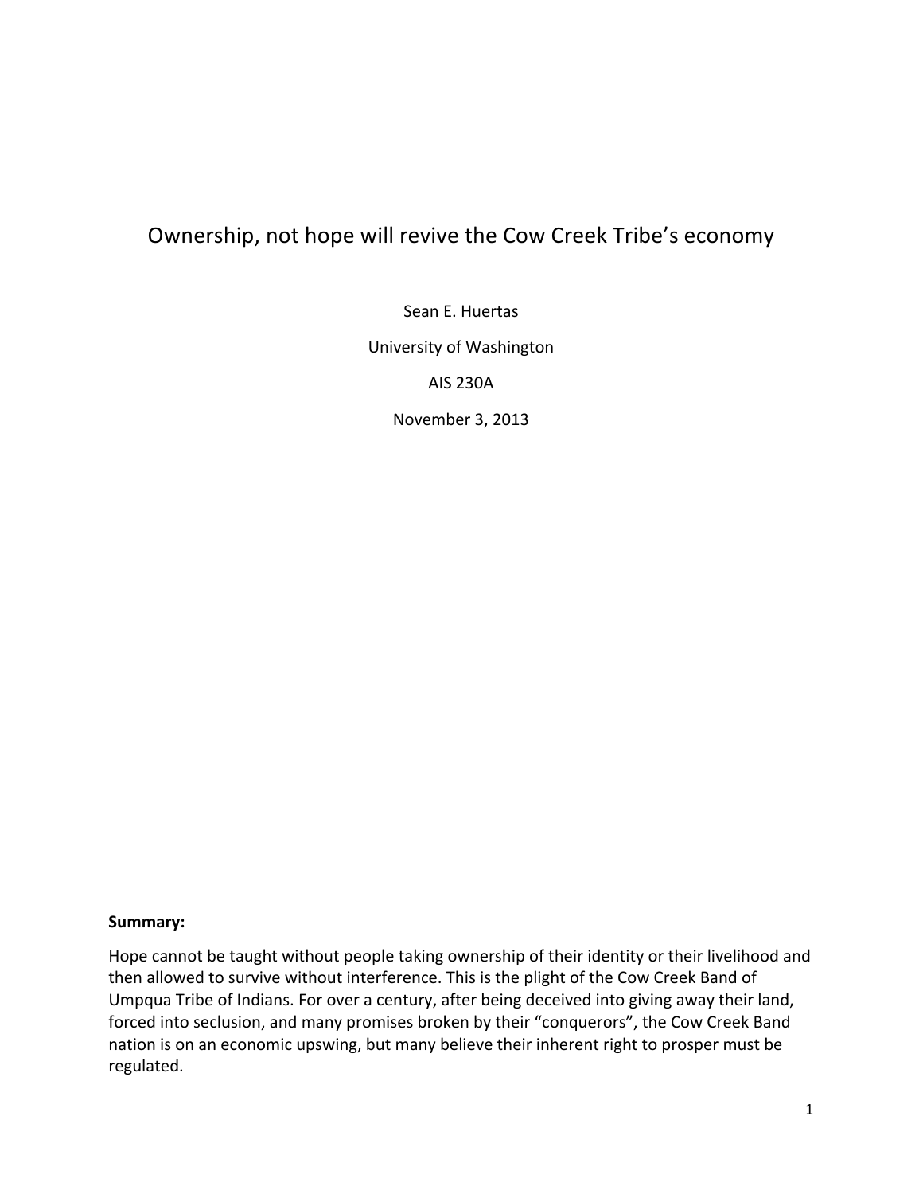# Ownership, not hope will revive the Cow Creek Tribe's economy

Sean E. Huertas

University of Washington

AIS 230A

November 3, 2013

**Summary:**

Hope cannot be taught without people taking ownership of their identity or their livelihood and then allowed to survive without interference. This is the plight of the Cow Creek Band of Umpqua Tribe of Indians. For over a century, after being deceived into giving away their land, forced into seclusion, and many promises broken by their "conquerors", the Cow Creek Band nation is on an economic upswing, but many believe their inherent right to prosper must be regulated.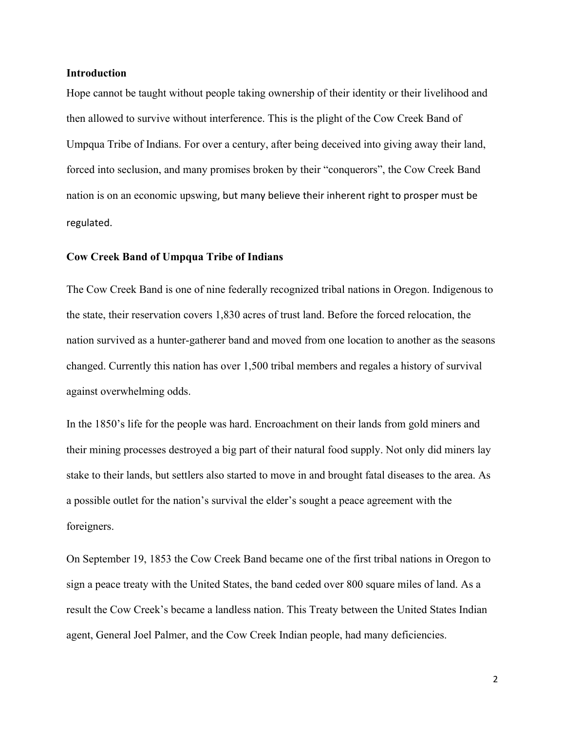**Introduction**

Hope cannot be taught without people taking ownership of their identity or their livelihood and then allowed to survive without interference. This is the plight of the Cow Creek Band of Umpqua Tribe of Indians. For over a century, after being deceived into giving away their land, forced into seclusion, and many promises broken by their "conquerors", the Cow Creek Band nation is on an economic upswing, but many believe their inherent right to prosper must be regulated.

**Cow Creek Band of Umpqua Tribe of Indians**

The Cow Creek Band is one of nine federally recognized tribal nations in Oregon. Indigenous to the state, their reservation covers 1,830 acres of trust land. Before the forced relocation, the nation survived as a hunter-gatherer band and moved from one location to another as the seasons changed. Currently this nation has over 1,500 tribal members and regales a history of survival against overwhelming odds.

In the 1850's life for the people was hard. Encroachment on their lands from gold miners and their mining processes destroyed a big part of their natural food supply. Not only did miners lay stake to their lands, but settlers also started to move in and brought fatal diseases to the area. As a possible outlet for the nation's survival the elder's sought a peace agreement with the foreigners.

On September 19, 1853 the Cow Creek Band became one of the first tribal nations in Oregon to sign a peace treaty with the United States, the band ceded over 800 square miles of land. As a result the Cow Creek's became a landless nation. This Treaty between the United States Indian agent, General Joel Palmer, and the Cow Creek Indian people, had many deficiencies.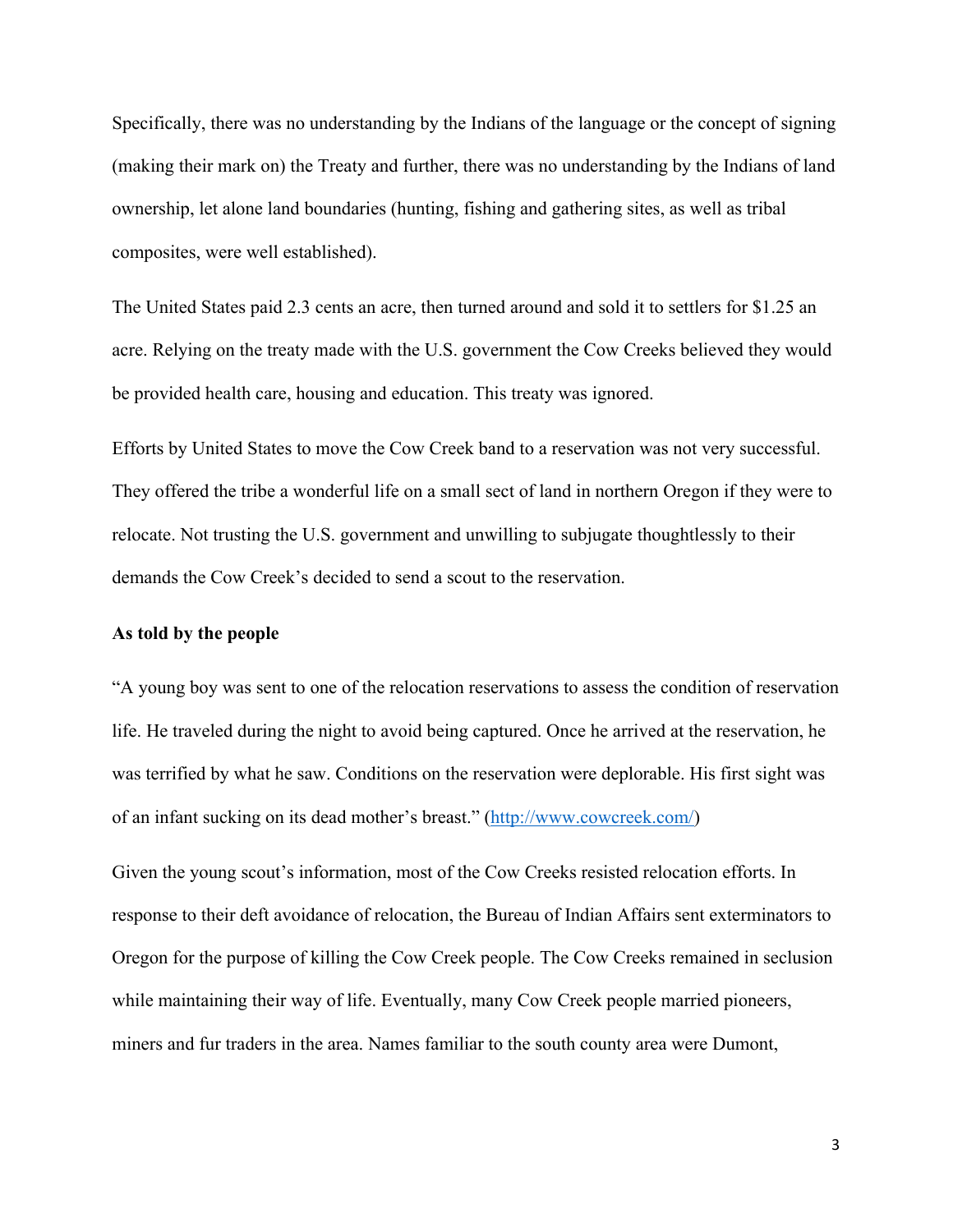Specifically, there was no understanding by the Indians of the language or the concept of signing (making their mark on) the Treaty and further, there was no understanding by the Indians of land ownership, let alone land boundaries (hunting, fishing and gathering sites, as well as tribal composites, were well established).

The United States paid 2.3 cents an acre, then turned around and sold it to settlers for $1.25 an acre. Relying on the treaty made with the U.S. government the Cow Creeks believed they would be provided health care, housing and education. This treaty was ignored.

Efforts by United States to move the Cow Creek band to a reservation was not very successful. They offered the tribe a wonderful life on a small sect of land in northern Oregon if they were to relocate. Not trusting the U.S. government and unwilling to subjugate thoughtlessly to their demands the Cow Creek's decided to send a scout to the reservation.

**As told by the people**

"A young boy was sent to one of the relocation reservations to assess the condition of reservation life. He traveled during the night to avoid being captured. Once he arrived at the reservation, he was terrified by what he saw. Conditions on the reservation were deplorable. His first sight was of an infant sucking on its dead mother's breast." ([http://www.cowcreek.com/](http://www.cowcreek.com/))

Given the young scout's information, most of the Cow Creeks resisted relocation efforts. In response to their deft avoidance of relocation, the Bureau of Indian Affairs sent exterminators to Oregon for the purpose of killing the Cow Creek people. The Cow Creeks remained in seclusion while maintaining their way of life. Eventually, many Cow Creek people married pioneers, miners and fur traders in the area. Names familiar to the south county area were Dumont,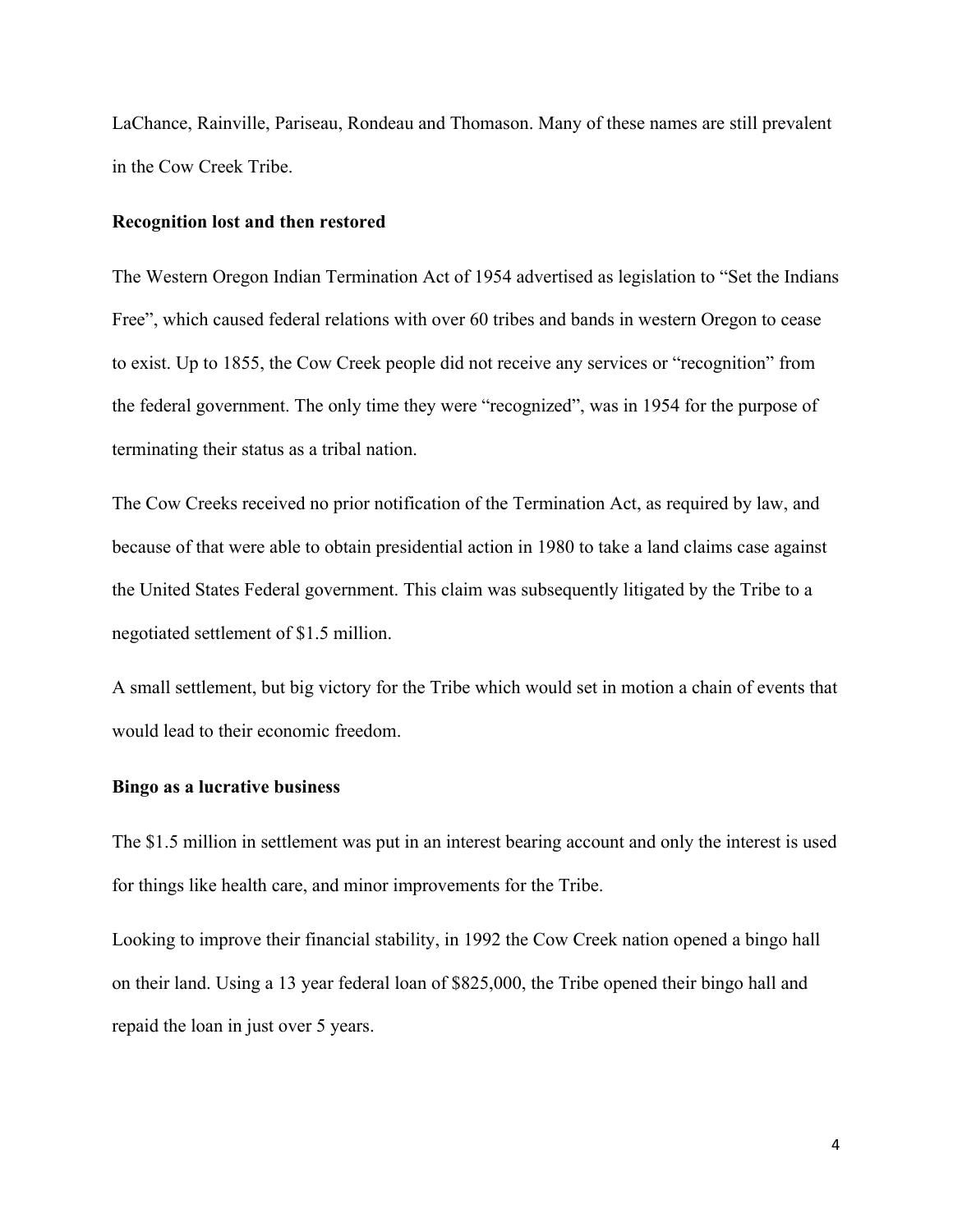LaChance, Rainville, Pariseau, Rondeau and Thomason. Many of these names are still prevalent in the Cow Creek Tribe.

**Recognition lost and then restored**

The Western Oregon Indian Termination Act of 1954 advertised as legislation to "Set the Indians Free", which caused federal relations with over 60 tribes and bands in western Oregon to cease to exist. Up to 1855, the Cow Creek people did not receive any services or "recognition" from the federal government. The only time they were "recognized", was in 1954 for the purpose of terminating their status as a tribal nation.

The Cow Creeks received no prior notification of the Termination Act, as required by law, and because of that were able to obtain presidential action in 1980 to take a land claims case against the United States Federal government. This claim was subsequently litigated by the Tribe to a negotiated settlement of $1.5 million.

A small settlement, but big victory for the Tribe which would set in motion a chain of events that would lead to their economic freedom.

**Bingo as a lucrative business**

The $1.5 million in settlement was put in an interest bearing account and only the interest is used for things like health care, and minor improvements for the Tribe.

Looking to improve their financial stability, in 1992 the Cow Creek nation opened a bingo hall on their land. Using a 13 year federal loan of $825,000, the Tribe opened their bingo hall and repaid the loan in just over 5 years.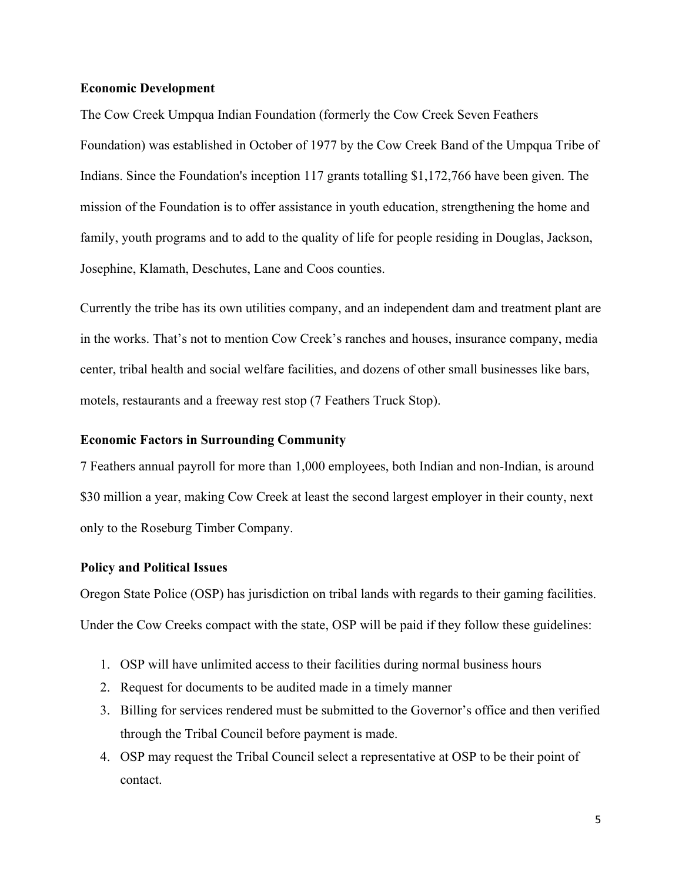**Economic Development**

The Cow Creek Umpqua Indian Foundation (formerly the Cow Creek Seven Feathers Foundation) was established in October of 1977 by the Cow Creek Band of the Umpqua Tribe of Indians. Since the Foundation's inception 117 grants totalling $1,172,766 have been given. The mission of the Foundation is to offer assistance in youth education, strengthening the home and family, youth programs and to add to the quality of life for people residing in Douglas, Jackson, Josephine, Klamath, Deschutes, Lane and Coos counties.

Currently the tribe has its own utilities company, and an independent dam and treatment plant are in the works. That's not to mention Cow Creek's ranches and houses, insurance company, media center, tribal health and social welfare facilities, and dozens of other small businesses like bars, motels, restaurants and a freeway rest stop (7 Feathers Truck Stop).

**Economic Factors in Surrounding Community**

7 Feathers annual payroll for more than 1,000 employees, both Indian and non-Indian, is around $30 million a year, making Cow Creek at least the second largest employer in their county, next only to the Roseburg Timber Company.

**Policy and Political Issues**

Oregon State Police (OSP) has jurisdiction on tribal lands with regards to their gaming facilities. Under the Cow Creeks compact with the state, OSP will be paid if they follow these guidelines:

1. OSP will have unlimited access to their facilities during normal business hours
2. Request for documents to be audited made in a timely manner
3. Billing for services rendered must be submitted to the Governor's office and then verified through the Tribal Council before payment is made.
4. OSP may request the Tribal Council select a representative at OSP to be their point of contact.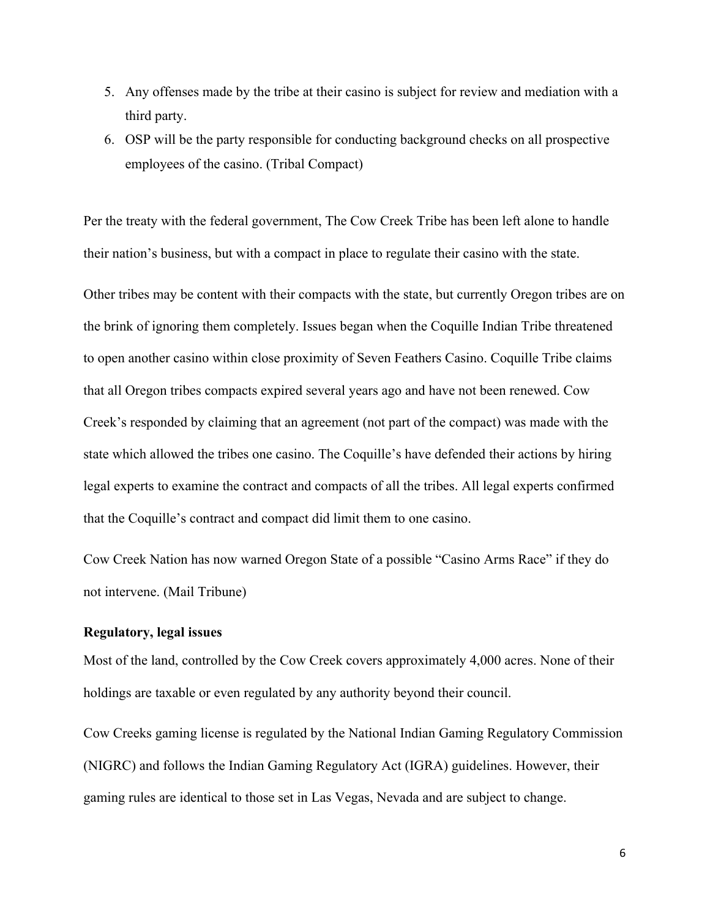5. Any offenses made by the tribe at their casino is subject for review and mediation with a third party.
6. OSP will be the party responsible for conducting background checks on all prospective employees of the casino. (Tribal Compact)

Per the treaty with the federal government, The Cow Creek Tribe has been left alone to handle their nation's business, but with a compact in place to regulate their casino with the state.

Other tribes may be content with their compacts with the state, but currently Oregon tribes are on the brink of ignoring them completely. Issues began when the Coquille Indian Tribe threatened to open another casino within close proximity of Seven Feathers Casino. Coquille Tribe claims that all Oregon tribes compacts expired several years ago and have not been renewed. Cow Creek's responded by claiming that an agreement (not part of the compact) was made with the state which allowed the tribes one casino. The Coquille's have defended their actions by hiring legal experts to examine the contract and compacts of all the tribes. All legal experts confirmed that the Coquille's contract and compact did limit them to one casino.

Cow Creek Nation has now warned Oregon State of a possible "Casino Arms Race" if they do not intervene. (Mail Tribune)

**Regulatory, legal issues**

Most of the land, controlled by the Cow Creek covers approximately 4,000 acres. None of their holdings are taxable or even regulated by any authority beyond their council.

Cow Creeks gaming license is regulated by the National Indian Gaming Regulatory Commission (NIGRC) and follows the Indian Gaming Regulatory Act (IGRA) guidelines. However, their gaming rules are identical to those set in Las Vegas, Nevada and are subject to change.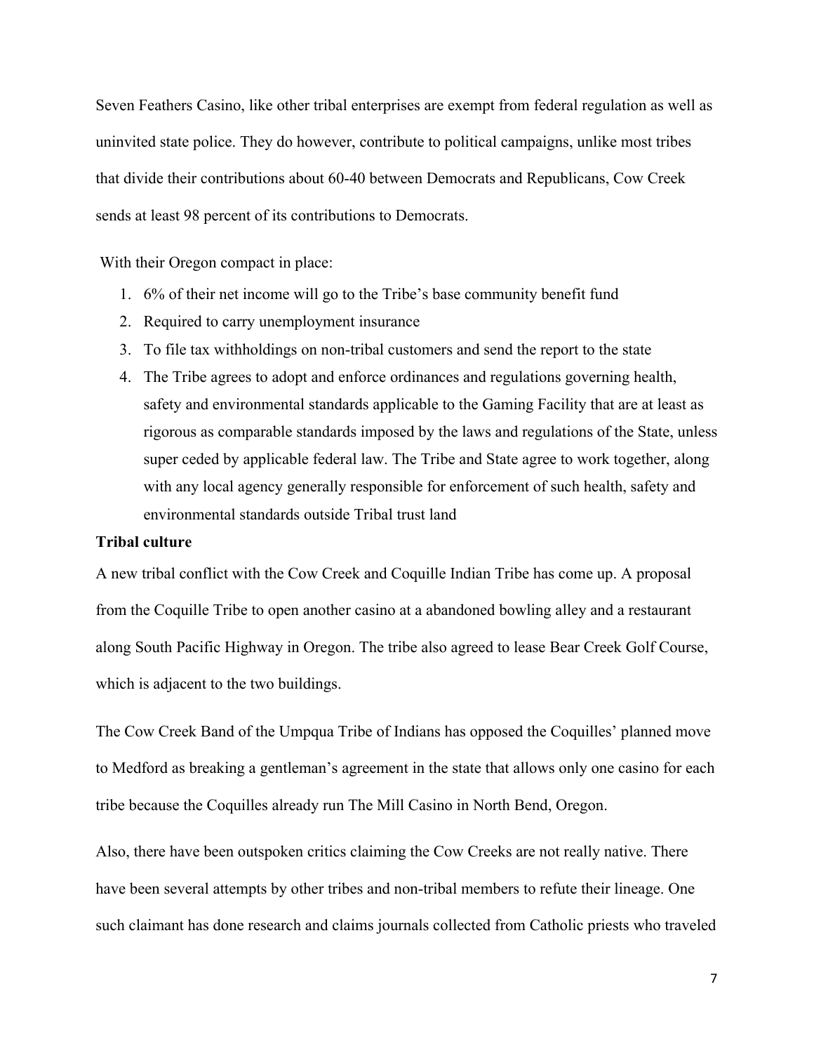Seven Feathers Casino, like other tribal enterprises are exempt from federal regulation as well as uninvited state police. They do however, contribute to political campaigns, unlike most tribes that divide their contributions about 60-40 between Democrats and Republicans, Cow Creek sends at least 98 percent of its contributions to Democrats.

With their Oregon compact in place:

1. 6% of their net income will go to the Tribe's base community benefit fund
2. Required to carry unemployment insurance
3. To file tax withholdings on non-tribal customers and send the report to the state
4. The Tribe agrees to adopt and enforce ordinances and regulations governing health, safety and environmental standards applicable to the Gaming Facility that are at least as rigorous as comparable standards imposed by the laws and regulations of the State, unless super ceded by applicable federal law. The Tribe and State agree to work together, along with any local agency generally responsible for enforcement of such health, safety and environmental standards outside Tribal trust land

**Tribal culture**

A new tribal conflict with the Cow Creek and Coquille Indian Tribe has come up. A proposal from the Coquille Tribe to open another casino at a abandoned bowling alley and a restaurant along South Pacific Highway in Oregon. The tribe also agreed to lease Bear Creek Golf Course, which is adjacent to the two buildings.

The Cow Creek Band of the Umpqua Tribe of Indians has opposed the Coquilles' planned move to Medford as breaking a gentleman's agreement in the state that allows only one casino for each tribe because the Coquilles already run The Mill Casino in North Bend, Oregon.

Also, there have been outspoken critics claiming the Cow Creeks are not really native. There have been several attempts by other tribes and non-tribal members to refute their lineage. One such claimant has done research and claims journals collected from Catholic priests who traveled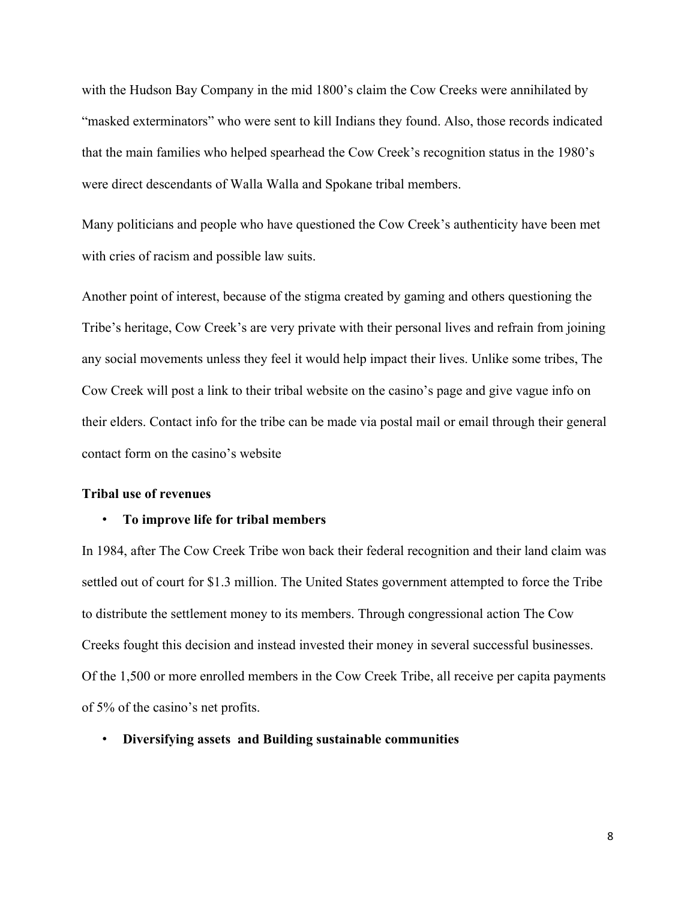with the Hudson Bay Company in the mid 1800's claim the Cow Creeks were annihilated by "masked exterminators" who were sent to kill Indians they found. Also, those records indicated that the main families who helped spearhead the Cow Creek's recognition status in the 1980's were direct descendants of Walla Walla and Spokane tribal members.

Many politicians and people who have questioned the Cow Creek's authenticity have been met with cries of racism and possible law suits.

Another point of interest, because of the stigma created by gaming and others questioning the Tribe's heritage, Cow Creek's are very private with their personal lives and refrain from joining any social movements unless they feel it would help impact their lives. Unlike some tribes, The Cow Creek will post a link to their tribal website on the casino's page and give vague info on their elders. Contact info for the tribe can be made via postal mail or email through their general contact form on the casino's website

**Tribal use of revenues**

- **To improve life for tribal members**

In 1984, after The Cow Creek Tribe won back their federal recognition and their land claim was settled out of court for $1.3 million. The United States government attempted to force the Tribe to distribute the settlement money to its members. Through congressional action The Cow Creeks fought this decision and instead invested their money in several successful businesses. Of the 1,500 or more enrolled members in the Cow Creek Tribe, all receive per capita payments of 5% of the casino's net profits.

- **Diversifying assets and Building sustainable communities**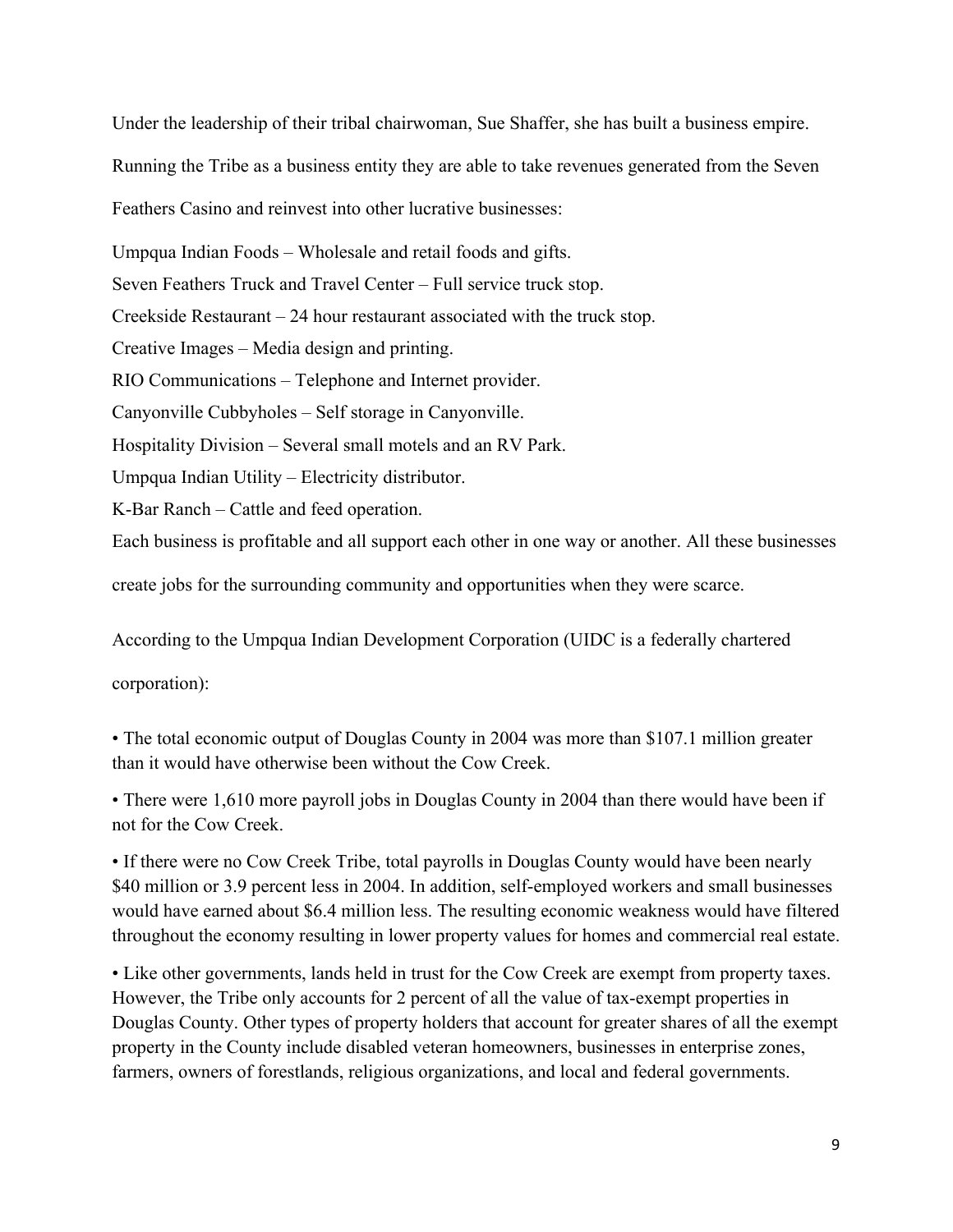Under the leadership of their tribal chairwoman, Sue Shaffer, she has built a business empire. Running the Tribe as a business entity they are able to take revenues generated from the Seven Feathers Casino and reinvest into other lucrative businesses:

Umpqua Indian Foods – Wholesale and retail foods and gifts.

Seven Feathers Truck and Travel Center – Full service truck stop.

Creekside Restaurant – 24 hour restaurant associated with the truck stop.

Creative Images – Media design and printing.

RIO Communications – Telephone and Internet provider.

Canyonville Cubbyholes – Self storage in Canyonville.

Hospitality Division – Several small motels and an RV Park.

Umpqua Indian Utility – Electricity distributor.

K-Bar Ranch – Cattle and feed operation.

Each business is profitable and all support each other in one way or another. All these businesses create jobs for the surrounding community and opportunities when they were scarce.

According to the Umpqua Indian Development Corporation (UIDC is a federally chartered corporation):

• The total economic output of Douglas County in 2004 was more than $107.1 million greater than it would have otherwise been without the Cow Creek.

• There were 1,610 more payroll jobs in Douglas County in 2004 than there would have been if not for the Cow Creek.

• If there were no Cow Creek Tribe, total payrolls in Douglas County would have been nearly $40 million or 3.9 percent less in 2004. In addition, self-employed workers and small businesses would have earned about $6.4 million less. The resulting economic weakness would have filtered throughout the economy resulting in lower property values for homes and commercial real estate.

• Like other governments, lands held in trust for the Cow Creek are exempt from property taxes. However, the Tribe only accounts for 2 percent of all the value of tax-exempt properties in Douglas County. Other types of property holders that account for greater shares of all the exempt property in the County include disabled veteran homeowners, businesses in enterprise zones, farmers, owners of forestlands, religious organizations, and local and federal governments.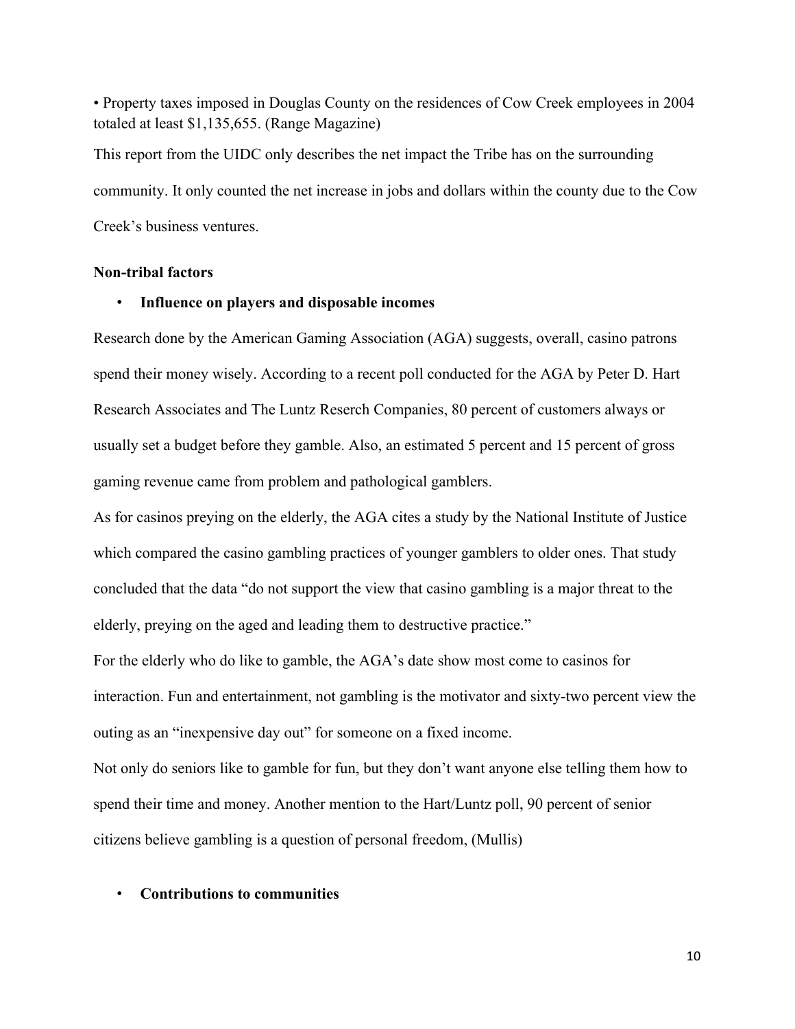• Property taxes imposed in Douglas County on the residences of Cow Creek employees in 2004 totaled at least $1,135,655. (Range Magazine)

This report from the UIDC only describes the net impact the Tribe has on the surrounding community. It only counted the net increase in jobs and dollars within the county due to the Cow Creek's business ventures.

**Non-tribal factors**

- **Influence on players and disposable incomes**

Research done by the American Gaming Association (AGA) suggests, overall, casino patrons spend their money wisely. According to a recent poll conducted for the AGA by Peter D. Hart Research Associates and The Luntz Reserch Companies, 80 percent of customers always or usually set a budget before they gamble. Also, an estimated 5 percent and 15 percent of gross gaming revenue came from problem and pathological gamblers.

As for casinos preying on the elderly, the AGA cites a study by the National Institute of Justice which compared the casino gambling practices of younger gamblers to older ones. That study concluded that the data "do not support the view that casino gambling is a major threat to the elderly, preying on the aged and leading them to destructive practice."

For the elderly who do like to gamble, the AGA's date show most come to casinos for interaction. Fun and entertainment, not gambling is the motivator and sixty-two percent view the outing as an "inexpensive day out" for someone on a fixed income.

Not only do seniors like to gamble for fun, but they don't want anyone else telling them how to spend their time and money. Another mention to the Hart/Luntz poll, 90 percent of senior citizens believe gambling is a question of personal freedom, (Mullis)

- **Contributions to communities**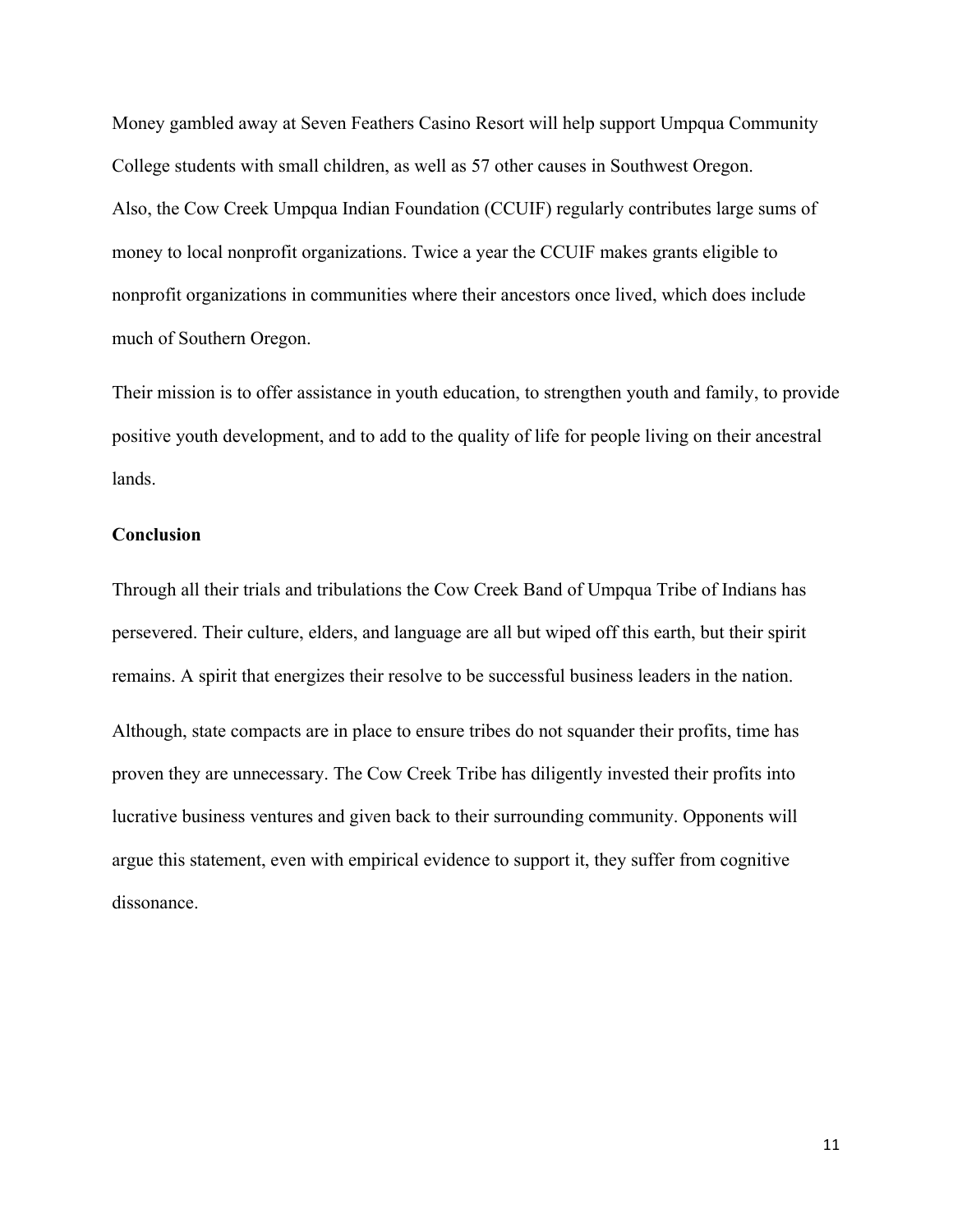Money gambled away at Seven Feathers Casino Resort will help support Umpqua Community College students with small children, as well as 57 other causes in Southwest Oregon.
Also, the Cow Creek Umpqua Indian Foundation (CCUIF) regularly contributes large sums of money to local nonprofit organizations. Twice a year the CCUIF makes grants eligible to nonprofit organizations in communities where their ancestors once lived, which does include much of Southern Oregon.

Their mission is to offer assistance in youth education, to strengthen youth and family, to provide positive youth development, and to add to the quality of life for people living on their ancestral lands.

**Conclusion**

Through all their trials and tribulations the Cow Creek Band of Umpqua Tribe of Indians has persevered. Their culture, elders, and language are all but wiped off this earth, but their spirit remains. A spirit that energizes their resolve to be successful business leaders in the nation.

Although, state compacts are in place to ensure tribes do not squander their profits, time has proven they are unnecessary. The Cow Creek Tribe has diligently invested their profits into lucrative business ventures and given back to their surrounding community. Opponents will argue this statement, even with empirical evidence to support it, they suffer from cognitive dissonance.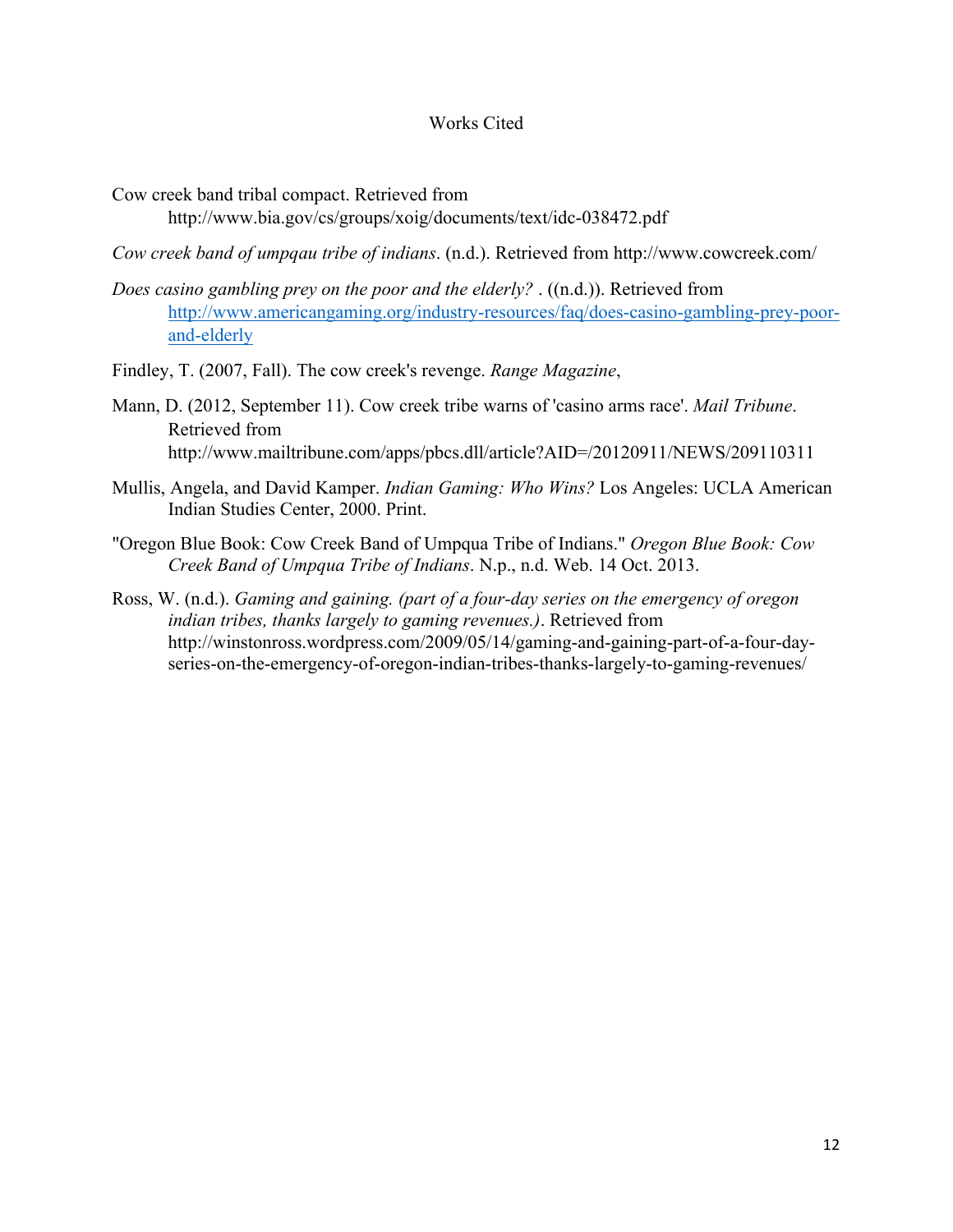# Works Cited

Cow creek band tribal compact. Retrieved from http://www.bia.gov/cs/groups/xoig/documents/text/idc-038472.pdf

*Cow creek band of umpqau tribe of indians*. (n.d.). Retrieved from http://www.cowcreek.com/

*Does casino gambling prey on the poor and the elderly?* . ((n.d.)). Retrieved from http://www.americangaming.org/industry-resources/faq/does-casino-gambling-prey-poor-and-elderly

Findley, T. (2007, Fall). The cow creek's revenge. *Range Magazine*,

Mann, D. (2012, September 11). Cow creek tribe warns of 'casino arms race'. *Mail Tribune*. Retrieved from http://www.mailtribune.com/apps/pbcs.dll/article?AID=/20120911/NEWS/209110311

Mullis, Angela, and David Kamper. *Indian Gaming: Who Wins?* Los Angeles: UCLA American Indian Studies Center, 2000. Print.

"Oregon Blue Book: Cow Creek Band of Umpqua Tribe of Indians." *Oregon Blue Book: Cow Creek Band of Umpqua Tribe of Indians*. N.p., n.d. Web. 14 Oct. 2013.

Ross, W. (n.d.). *Gaming and gaining. (part of a four-day series on the emergency of oregon indian tribes, thanks largely to gaming revenues.)*. Retrieved from http://winstonross.wordpress.com/2009/05/14/gaming-and-gaining-part-of-a-four-day-series-on-the-emergency-of-oregon-indian-tribes-thanks-largely-to-gaming-revenues/